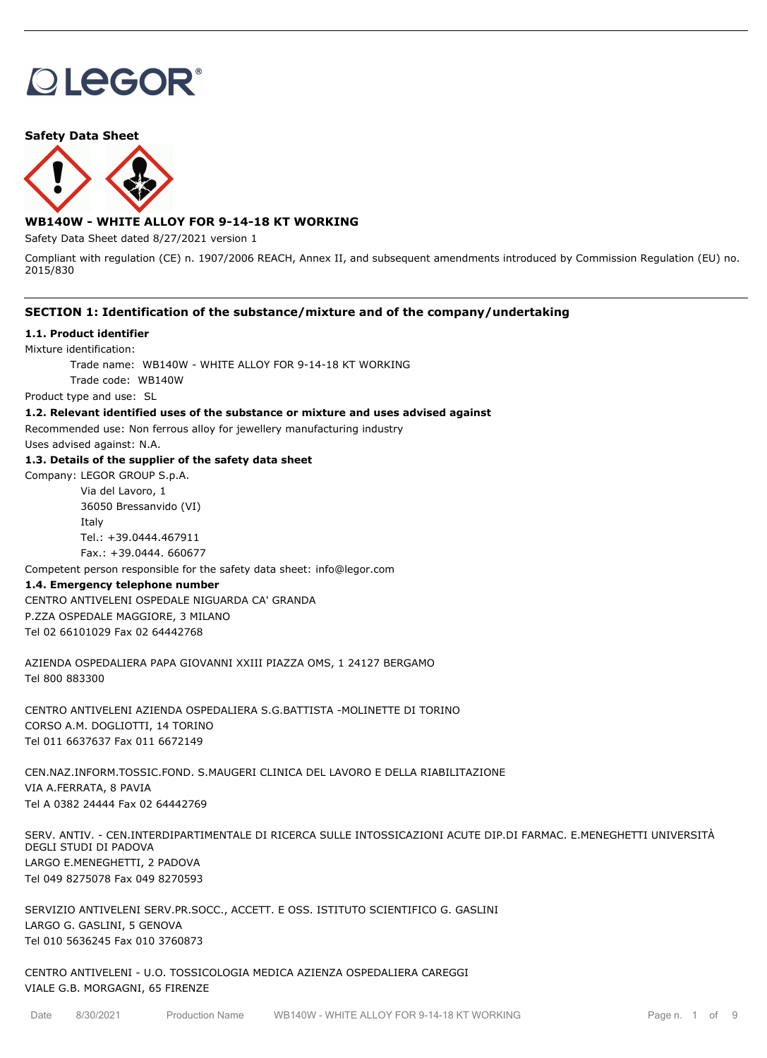LEGOR®

**Safety Data Sheet**

## WB140W - WHITE ALLOY FOR 9-14-18 KT WORKING

Safety Data Sheet dated 8/27/2021 version 1

Compliant with regulation (CE) n. 1907/2006 REACH, Annex II, and subsequent amendments introduced by Commission Regulation (EU) no. 2015/830

## SECTION 1: Identification of the substance/mixture and of the company/undertaking

### 1.1. Product identifier

Mixture identification:

Trade name: WB140W - WHITE ALLOY FOR 9-14-18 KT WORKING

Trade code: WB140W

Product type and use: SL

### 1.2. Relevant identified uses of the substance or mixture and uses advised against

Recommended use: Non ferrous alloy for jewellery manufacturing industry

Uses advised against: N.A.

### 1.3. Details of the supplier of the safety data sheet

Company: LEGOR GROUP S.p.A.
Via del Lavoro, 1
36050 Bressanvido (VI)
Italy
Tel.: +39.0444.467911
Fax.: +39.0444. 660677

Competent person responsible for the safety data sheet: info@legor.com

### 1.4. Emergency telephone number

CENTRO ANTIVELENI OSPEDALE NIGUARDA CA' GRANDA
P.ZZA OSPEDALE MAGGIORE, 3 MILANO
Tel 02 66101029 Fax 02 64442768

AZIENDA OSPEDALIERA PAPA GIOVANNI XXIII PIAZZA OMS, 1 24127 BERGAMO
Tel 800 883300

CENTRO ANTIVELENI AZIENDA OSPEDALIERA S.G.BATTISTA -MOLINETTE DI TORINO
CORSO A.M. DOGLIOTTI, 14 TORINO
Tel 011 6637637 Fax 011 6672149

CEN.NAZ.INFORM.TOSSIC.FOND. S.MAUGERI CLINICA DEL LAVORO E DELLA RIABILITAZIONE
VIA A.FERRATA, 8 PAVIA
Tel A 0382 24444 Fax 02 64442769

SERV. ANTIV. - CEN.INTERDIPARTIMENTALE DI RICERCA SULLE INTOSSICAZIONI ACUTE DIP.DI FARMAC. E.MENEGHETTI UNIVERSITÀ DEGLI STUDI DI PADOVA
LARGO E.MENEGHETTI, 2 PADOVA
Tel 049 8275078 Fax 049 8270593

SERVIZIO ANTIVELENI SERV.PR.SOCC., ACCETT. E OSS. ISTITUTO SCIENTIFICO G. GASLINI
LARGO G. GASLINI, 5 GENOVA
Tel 010 5636245 Fax 010 3760873

CENTRO ANTIVELENI - U.O. TOSSICOLOGIA MEDICA AZIENZA OSPEDALIERA CAREGGI
VIALE G.B. MORGAGNI, 65 FIRENZE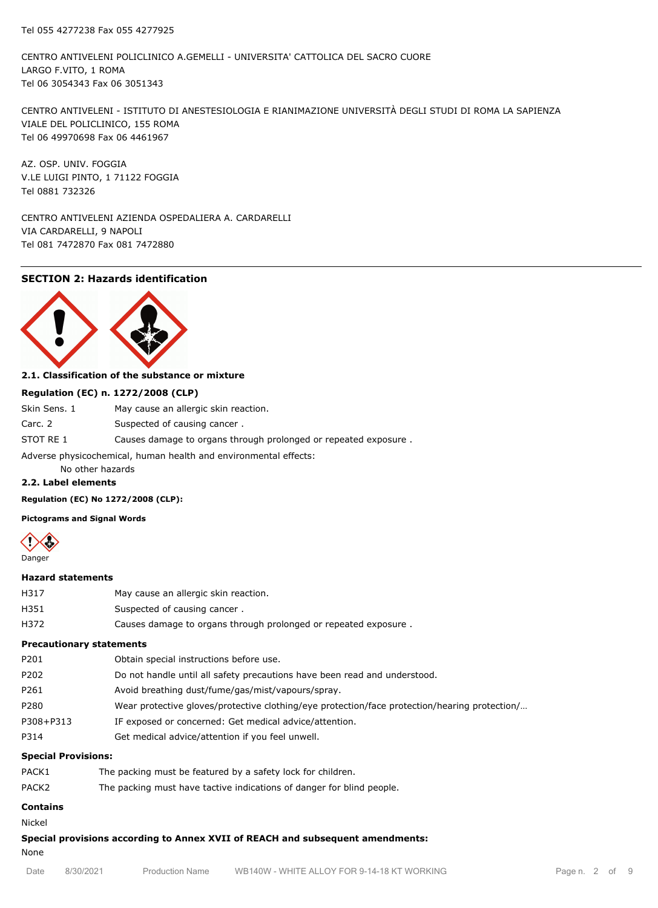Tel 055 4277238 Fax 055 4277925

CENTRO ANTIVELENI POLICLINICO A.GEMELLI - UNIVERSITA' CATTOLICA DEL SACRO CUORE
LARGO F.VITO, 1 ROMA
Tel 06 3054343 Fax 06 3051343

CENTRO ANTIVELENI - ISTITUTO DI ANESTESIOLOGIA E RIANIMAZIONE UNIVERSITÀ DEGLI STUDI DI ROMA LA SAPIENZA
VIALE DEL POLICLINICO, 155 ROMA
Tel 06 49970698 Fax 06 4461967

AZ. OSP. UNIV. FOGGIA
V.LE LUIGI PINTO, 1 71122 FOGGIA
Tel 0881 732326

CENTRO ANTIVELENI AZIENDA OSPEDALIERA A. CARDARELLI
VIA CARDARELLI, 9 NAPOLI
Tel 081 7472870 Fax 081 7472880

## SECTION 2: Hazards identification

### 2.1. Classification of the substance or mixture

**Regulation (EC) n. 1272/2008 (CLP)**

| | |
|---|---|
| Skin Sens. 1 | May cause an allergic skin reaction. |
| Carc. 2 | Suspected of causing cancer . |
| STOT RE 1 | Causes damage to organs through prolonged or repeated exposure . |

Adverse physicochemical, human health and environmental effects:

No other hazards

### 2.2. Label elements

**Regulation (EC) No 1272/2008 (CLP):**

**Pictograms and Signal Words**

Danger

**Hazard statements**

| | |
|---|---|
| H317 | May cause an allergic skin reaction. |
| H351 | Suspected of causing cancer . |
| H372 | Causes damage to organs through prolonged or repeated exposure . |

**Precautionary statements**

| | |
|---|---|
| P201 | Obtain special instructions before use. |
| P202 | Do not handle until all safety precautions have been read and understood. |
| P261 | Avoid breathing dust/fume/gas/mist/vapours/spray. |
| P280 | Wear protective gloves/protective clothing/eye protection/face protection/hearing protection/… |
| P308+P313 | IF exposed or concerned: Get medical advice/attention. |
| P314 | Get medical advice/attention if you feel unwell. |

**Special Provisions:**

| | |
|---|---|
| PACK1 | The packing must be featured by a safety lock for children. |
| PACK2 | The packing must have tactive indications of danger for blind people. |

**Contains**

Nickel

**Special provisions according to Annex XVII of REACH and subsequent amendments:**

None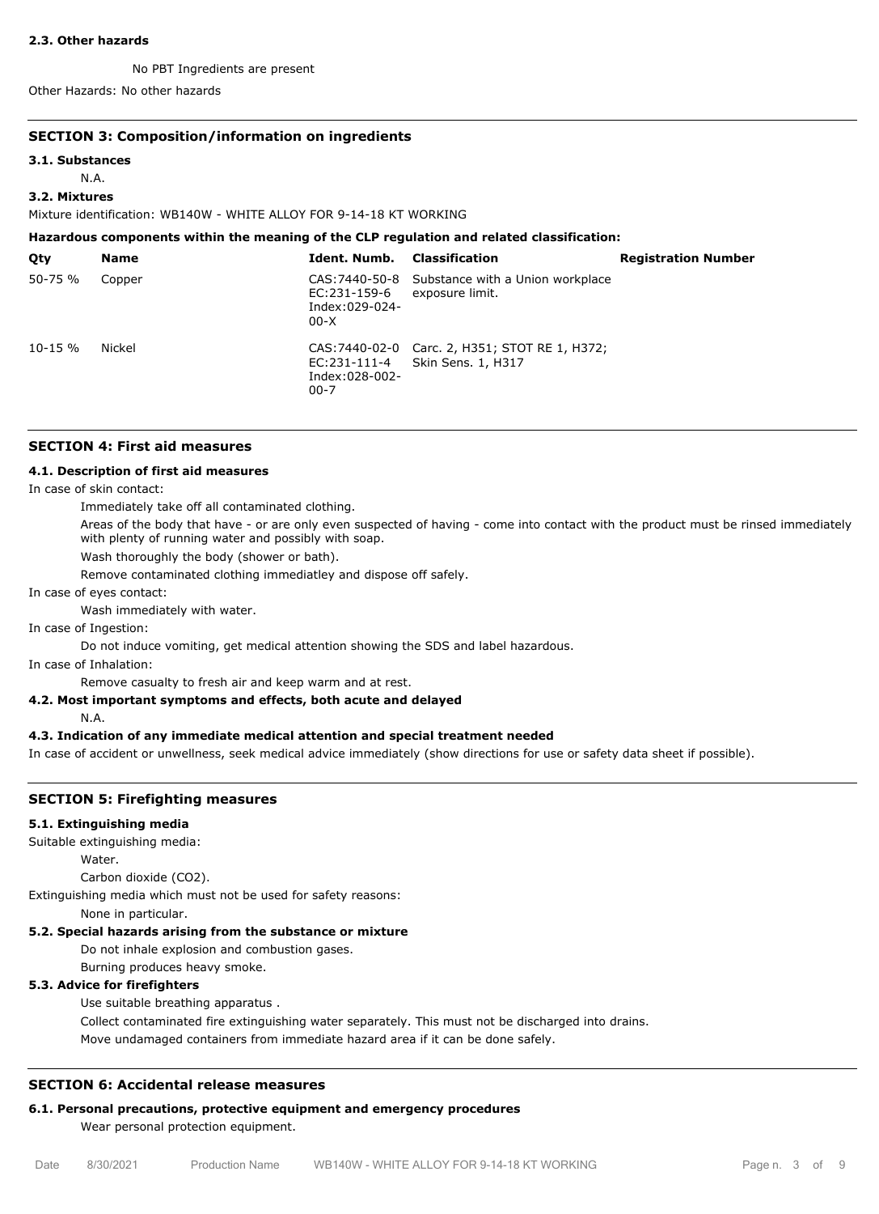#### 2.3. Other hazards

No PBT Ingredients are present

Other Hazards: No other hazards

## SECTION 3: Composition/information on ingredients

#### 3.1. Substances

N.A.

#### 3.2. Mixtures

Mixture identification: WB140W - WHITE ALLOY FOR 9-14-18 KT WORKING

**Hazardous components within the meaning of the CLP regulation and related classification:**

| Qty | Name | Ident. Numb. | Classification | Registration Number |
|---|---|---|---|---|
| 50-75 % | Copper | CAS:7440-50-8 EC:231-159-6 Index:029-024-00-X | Substance with a Union workplace exposure limit. | |
| 10-15 % | Nickel | CAS:7440-02-0 EC:231-111-4 Index:028-002-00-7 | Carc. 2, H351; STOT RE 1, H372; Skin Sens. 1, H317 | |

## SECTION 4: First aid measures

#### 4.1. Description of first aid measures

In case of skin contact:

Immediately take off all contaminated clothing.

Areas of the body that have - or are only even suspected of having - come into contact with the product must be rinsed immediately with plenty of running water and possibly with soap.

Wash thoroughly the body (shower or bath).

Remove contaminated clothing immediatley and dispose off safely.

In case of eyes contact:

Wash immediately with water.

In case of Ingestion:

Do not induce vomiting, get medical attention showing the SDS and label hazardous.

In case of Inhalation:

Remove casualty to fresh air and keep warm and at rest.

#### 4.2. Most important symptoms and effects, both acute and delayed

N.A.

#### 4.3. Indication of any immediate medical attention and special treatment needed

In case of accident or unwellness, seek medical advice immediately (show directions for use or safety data sheet if possible).

## SECTION 5: Firefighting measures

#### 5.1. Extinguishing media

Suitable extinguishing media:

Water.

Carbon dioxide ($CO_2$).

Extinguishing media which must not be used for safety reasons:

None in particular.

#### 5.2. Special hazards arising from the substance or mixture

Do not inhale explosion and combustion gases.

Burning produces heavy smoke.

#### 5.3. Advice for firefighters

Use suitable breathing apparatus .

Collect contaminated fire extinguishing water separately. This must not be discharged into drains.

Move undamaged containers from immediate hazard area if it can be done safely.

## SECTION 6: Accidental release measures

#### 6.1. Personal precautions, protective equipment and emergency procedures

Wear personal protection equipment.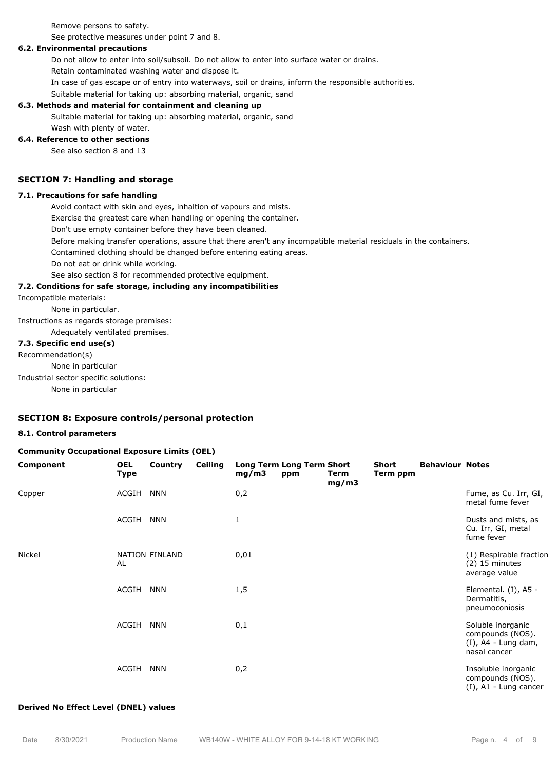Remove persons to safety.

See protective measures under point 7 and 8.

### 6.2. Environmental precautions

Do not allow to enter into soil/subsoil. Do not allow to enter into surface water or drains.

Retain contaminated washing water and dispose it.

In case of gas escape or of entry into waterways, soil or drains, inform the responsible authorities.

Suitable material for taking up: absorbing material, organic, sand

### 6.3. Methods and material for containment and cleaning up

Suitable material for taking up: absorbing material, organic, sand

Wash with plenty of water.

### 6.4. Reference to other sections

See also section 8 and 13

## SECTION 7: Handling and storage

### 7.1. Precautions for safe handling

Avoid contact with skin and eyes, inhaltion of vapours and mists.

Exercise the greatest care when handling or opening the container.

Don't use empty container before they have been cleaned.

Before making transfer operations, assure that there aren't any incompatible material residuals in the containers.

Contamined clothing should be changed before entering eating areas.

Do not eat or drink while working.

See also section 8 for recommended protective equipment.

### 7.2. Conditions for safe storage, including any incompatibilities

Incompatible materials:

None in particular.

Instructions as regards storage premises:

Adequately ventilated premises.

### 7.3. Specific end use(s)

Recommendation(s)

None in particular

Industrial sector specific solutions:

None in particular

## SECTION 8: Exposure controls/personal protection

### 8.1. Control parameters

**Community Occupational Exposure Limits (OEL)**

| Component | OEL Type | Country | Ceiling | Long Term mg/m3 | Long Term ppm | Short Term mg/m3 | Short Term ppm | Behaviour | Notes |
|---|---|---|---|---|---|---|---|---|---|
| Copper | ACGIH | NNN | | 0,2 | | | | | Fume, as Cu. Irr, GI, metal fume fever |
| | ACGIH | NNN | | 1 | | | | | Dusts and mists, as Cu. Irr, GI, metal fume fever |
| Nickel | NATIONAL | FINLAND | | 0,01 | | | | | (1) Respirable fraction (2) 15 minutes average value |
| | ACGIH | NNN | | 1,5 | | | | | Elemental. (I), A5 - Dermatitis, pneumoconiosis |
| | ACGIH | NNN | | 0,1 | | | | | Soluble inorganic compounds (NOS). (I), A4 - Lung dam, nasal cancer |
| | ACGIH | NNN | | 0,2 | | | | | Insoluble inorganic compounds (NOS). (I), A1 - Lung cancer |

**Derived No Effect Level (DNEL) values**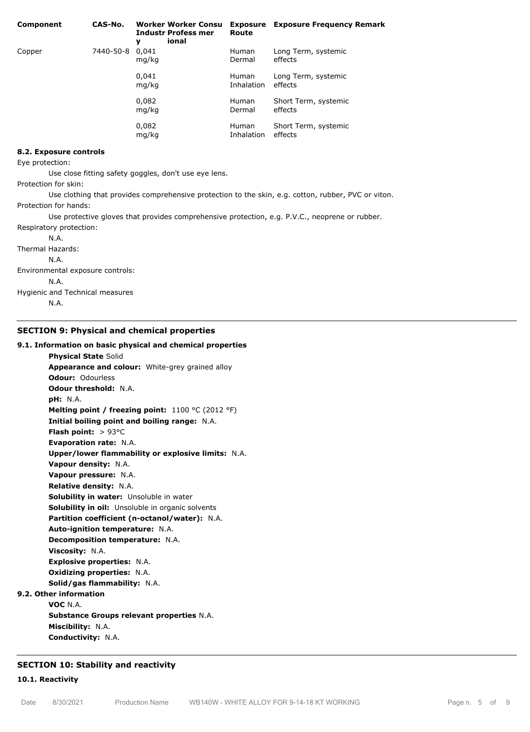| Component | CAS-No. | Worker Industry | Worker Professional | Consumer | Exposure Route | Exposure Frequency | Remark |
|---|---|---|---|---|---|---|---|
| Copper | 7440-50-8 | 0,041 mg/kg | | | Human Dermal | Long Term, systemic effects | |
| | | 0,041 mg/kg | | | Human Inhalation | Long Term, systemic effects | |
| | | 0,082 mg/kg | | | Human Dermal | Short Term, systemic effects | |
| | | 0,082 mg/kg | | | Human Inhalation | Short Term, systemic effects | |

### 8.2. Exposure controls

Eye protection:

Use close fitting safety goggles, don't use eye lens.

Protection for skin:

Use clothing that provides comprehensive protection to the skin, e.g. cotton, rubber, PVC or viton.

Protection for hands:

Use protective gloves that provides comprehensive protection, e.g. P.V.C., neoprene or rubber.

Respiratory protection:

N.A.

Thermal Hazards:

N.A.

Environmental exposure controls:

N.A.

Hygienic and Technical measures

N.A.

## SECTION 9: Physical and chemical properties

### 9.1. Information on basic physical and chemical properties

**Physical State** Solid
**Appearance and colour:** White-grey grained alloy
**Odour:** Odourless
**Odour threshold:** N.A.
**pH:** N.A.
**Melting point / freezing point:** 1100 °C (2012 °F)
**Initial boiling point and boiling range:** N.A.
**Flash point:** > 93°C
**Evaporation rate:** N.A.
**Upper/lower flammability or explosive limits:** N.A.
**Vapour density:** N.A.
**Vapour pressure:** N.A.
**Relative density:** N.A.
**Solubility in water:** Unsoluble in water
**Solubility in oil:** Unsoluble in organic solvents
**Partition coefficient (n-octanol/water):** N.A.
**Auto-ignition temperature:** N.A.
**Decomposition temperature:** N.A.
**Viscosity:** N.A.
**Explosive properties:** N.A.
**Oxidizing properties:** N.A.
**Solid/gas flammability:** N.A.

### 9.2. Other information

**VOC** N.A.
**Substance Groups relevant properties** N.A.
**Miscibility:** N.A.
**Conductivity:** N.A.

## SECTION 10: Stability and reactivity

### 10.1. Reactivity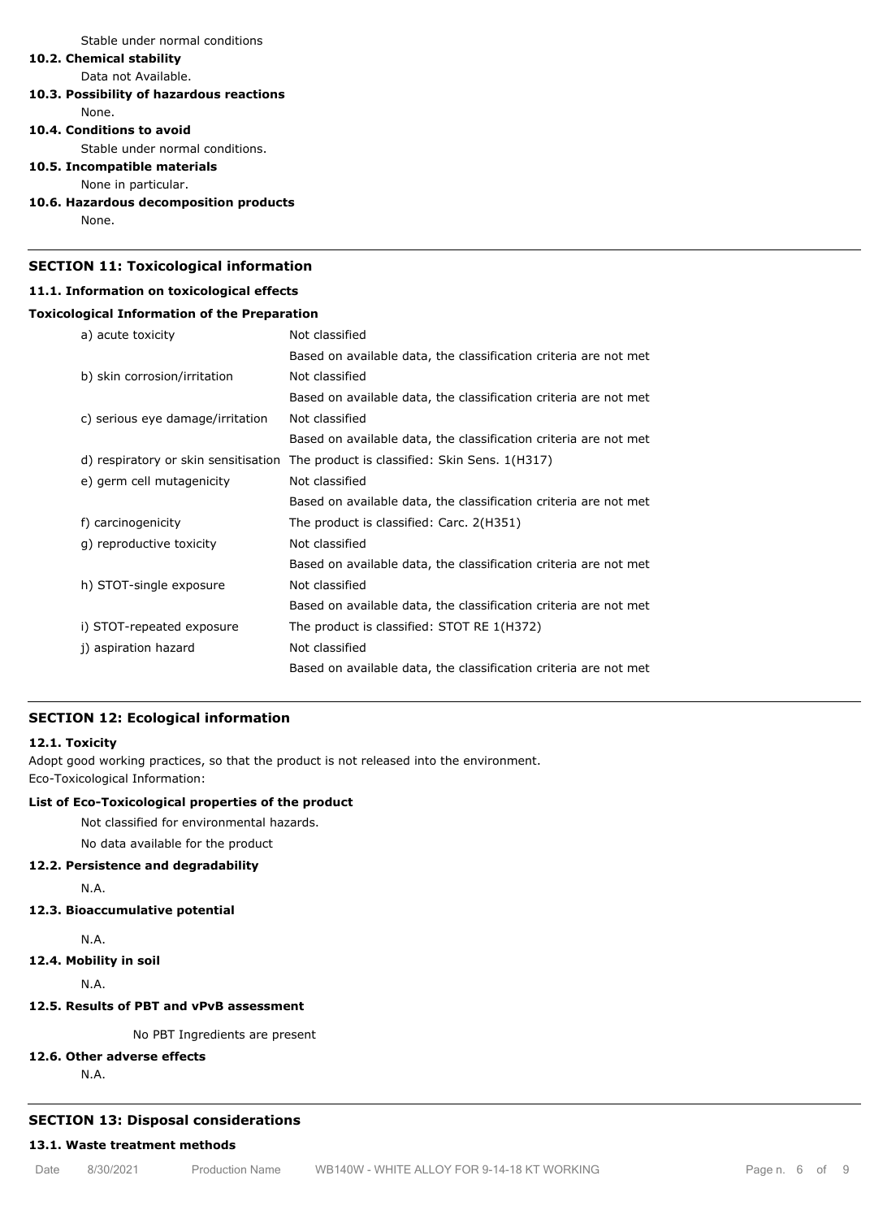Stable under normal conditions

**10.2. Chemical stability**

Data not Available.

**10.3. Possibility of hazardous reactions**

None.

**10.4. Conditions to avoid**

Stable under normal conditions.

**10.5. Incompatible materials**

None in particular.

**10.6. Hazardous decomposition products**

None.

## SECTION 11: Toxicological information

**11.1. Information on toxicological effects**

**Toxicological Information of the Preparation**

| | |
|---|---|
| a) acute toxicity | Not classified<br>Based on available data, the classification criteria are not met |
| b) skin corrosion/irritation | Not classified<br>Based on available data, the classification criteria are not met |
| c) serious eye damage/irritation | Not classified<br>Based on available data, the classification criteria are not met |
| d) respiratory or skin sensitisation | The product is classified: Skin Sens. 1(H317) |
| e) germ cell mutagenicity | Not classified<br>Based on available data, the classification criteria are not met |
| f) carcinogenicity | The product is classified: Carc. 2(H351) |
| g) reproductive toxicity | Not classified<br>Based on available data, the classification criteria are not met |
| h) STOT-single exposure | Not classified<br>Based on available data, the classification criteria are not met |
| i) STOT-repeated exposure | The product is classified: STOT RE 1(H372) |
| j) aspiration hazard | Not classified<br>Based on available data, the classification criteria are not met |

## SECTION 12: Ecological information

**12.1. Toxicity**

Adopt good working practices, so that the product is not released into the environment.
Eco-Toxicological Information:

**List of Eco-Toxicological properties of the product**

Not classified for environmental hazards.

No data available for the product

**12.2. Persistence and degradability**

N.A.

**12.3. Bioaccumulative potential**

N.A.

**12.4. Mobility in soil**

N.A.

**12.5. Results of PBT and vPvB assessment**

No PBT Ingredients are present

**12.6. Other adverse effects**

N.A.

## SECTION 13: Disposal considerations

**13.1. Waste treatment methods**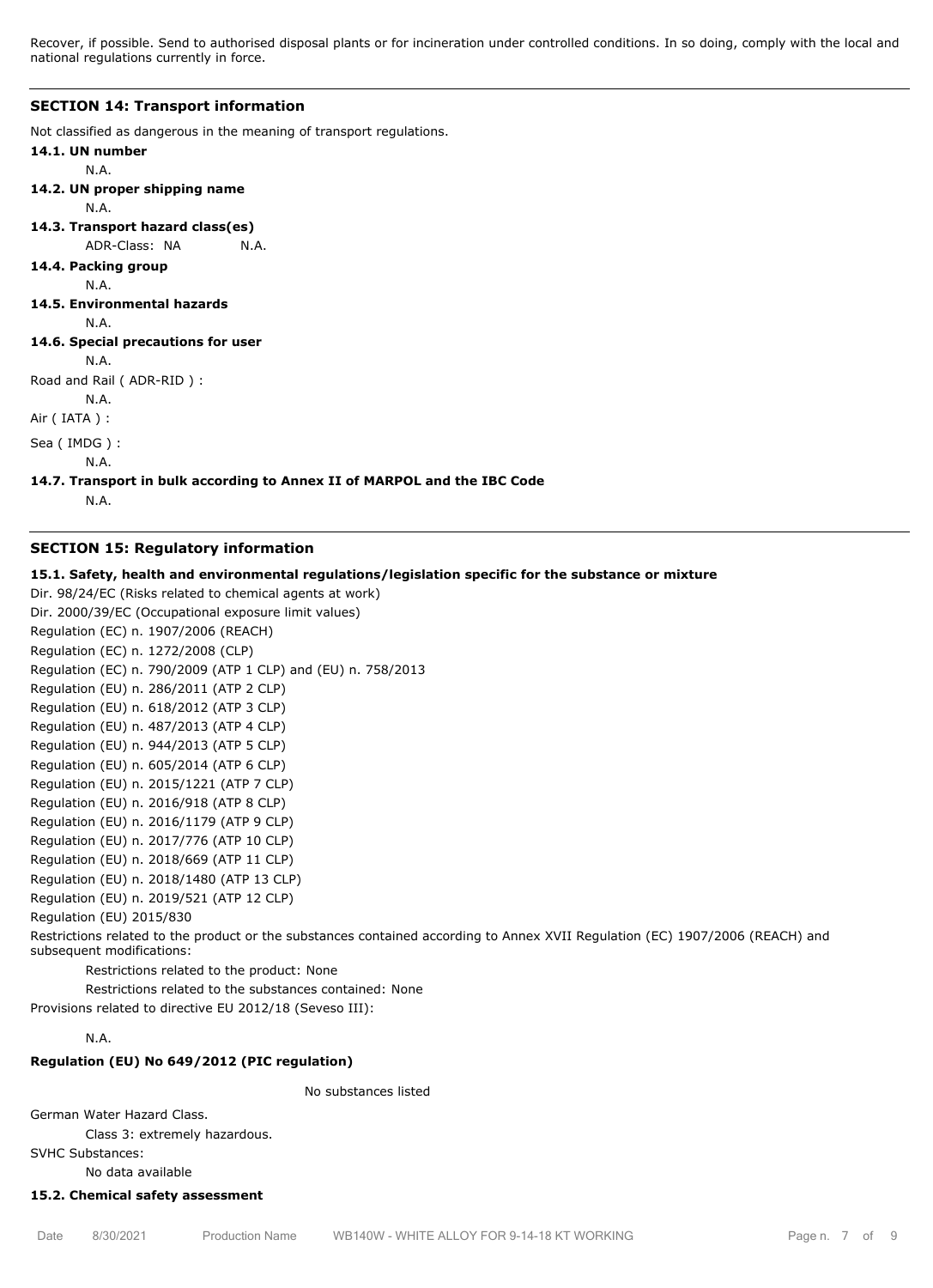Recover, if possible. Send to authorised disposal plants or for incineration under controlled conditions. In so doing, comply with the local and national regulations currently in force.

## SECTION 14: Transport information

Not classified as dangerous in the meaning of transport regulations.

**14.1. UN number**

N.A.

**14.2. UN proper shipping name**

N.A.

**14.3. Transport hazard class(es)**

ADR-Class: NA N.A.

**14.4. Packing group**

N.A.

**14.5. Environmental hazards**

N.A.

**14.6. Special precautions for user**

N.A.

Road and Rail ( ADR-RID ) :

N.A.

Air ( IATA ) :

Sea ( IMDG ) :

N.A.

**14.7. Transport in bulk according to Annex II of MARPOL and the IBC Code**

N.A.

## SECTION 15: Regulatory information

**15.1. Safety, health and environmental regulations/legislation specific for the substance or mixture**

Dir. 98/24/EC (Risks related to chemical agents at work)
Dir. 2000/39/EC (Occupational exposure limit values)
Regulation (EC) n. 1907/2006 (REACH)
Regulation (EC) n. 1272/2008 (CLP)
Regulation (EC) n. 790/2009 (ATP 1 CLP) and (EU) n. 758/2013
Regulation (EU) n. 286/2011 (ATP 2 CLP)
Regulation (EU) n. 618/2012 (ATP 3 CLP)
Regulation (EU) n. 487/2013 (ATP 4 CLP)
Regulation (EU) n. 944/2013 (ATP 5 CLP)
Regulation (EU) n. 605/2014 (ATP 6 CLP)
Regulation (EU) n. 2015/1221 (ATP 7 CLP)
Regulation (EU) n. 2016/918 (ATP 8 CLP)
Regulation (EU) n. 2016/1179 (ATP 9 CLP)
Regulation (EU) n. 2017/776 (ATP 10 CLP)
Regulation (EU) n. 2018/669 (ATP 11 CLP)
Regulation (EU) n. 2018/1480 (ATP 13 CLP)
Regulation (EU) n. 2019/521 (ATP 12 CLP)
Regulation (EU) 2015/830

Restrictions related to the product or the substances contained according to Annex XVII Regulation (EC) 1907/2006 (REACH) and subsequent modifications:

Restrictions related to the product: None

Restrictions related to the substances contained: None

Provisions related to directive EU 2012/18 (Seveso III):

N.A.

**Regulation (EU) No 649/2012 (PIC regulation)**

No substances listed

German Water Hazard Class.

Class 3: extremely hazardous.

SVHC Substances:

No data available

**15.2. Chemical safety assessment**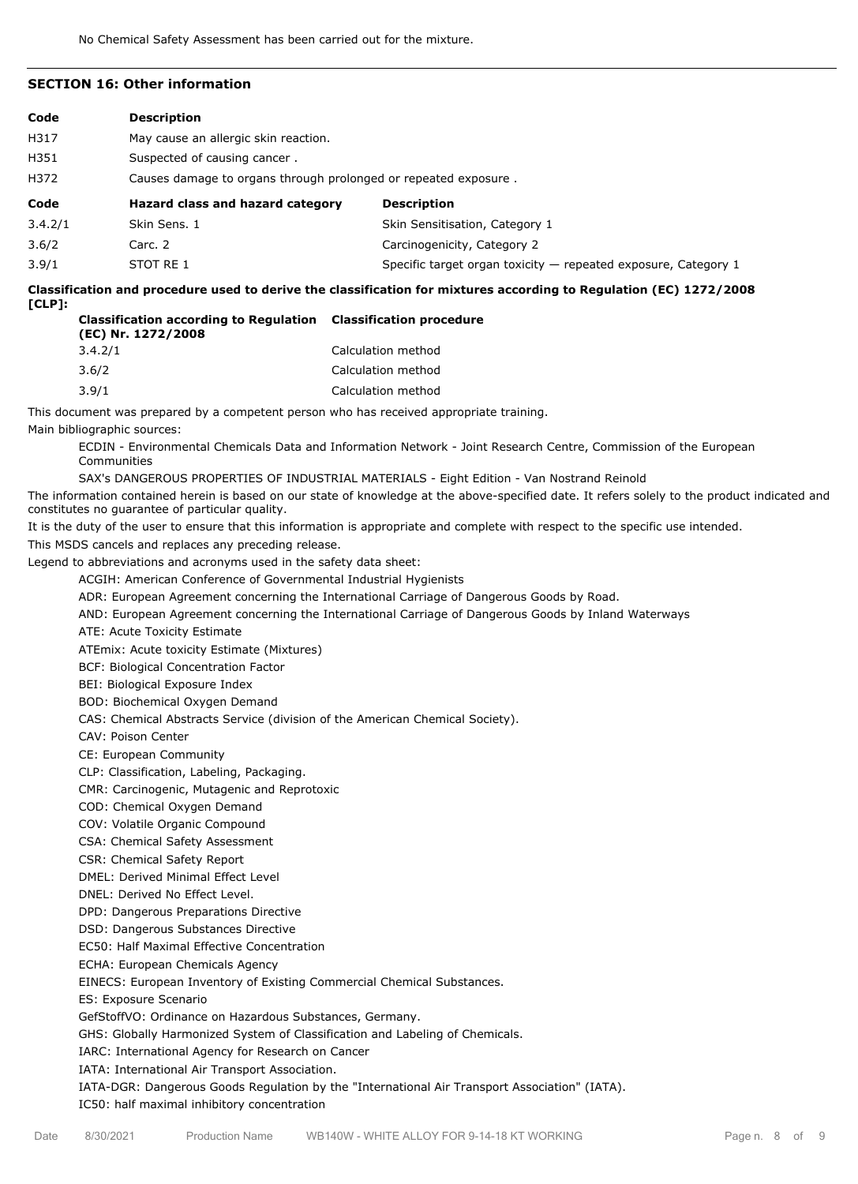No Chemical Safety Assessment has been carried out for the mixture.

## SECTION 16: Other information

| Code | Description |
|---|---|
| H317 | May cause an allergic skin reaction. |
| H351 | Suspected of causing cancer . |
| H372 | Causes damage to organs through prolonged or repeated exposure . |

| Code | Hazard class and hazard category | Description |
|---|---|---|
| 3.4.2/1 | Skin Sens. 1 | Skin Sensitisation, Category 1 |
| 3.6/2 | Carc. 2 | Carcinogenicity, Category 2 |
| 3.9/1 | STOT RE 1 | Specific target organ toxicity — repeated exposure, Category 1 |

**Classification and procedure used to derive the classification for mixtures according to Regulation (EC) 1272/2008 [CLP]:**

| Classification according to Regulation (EC) Nr. 1272/2008 | Classification procedure |
|---|---|
| 3.4.2/1 | Calculation method |
| 3.6/2 | Calculation method |
| 3.9/1 | Calculation method |

This document was prepared by a competent person who has received appropriate training.

Main bibliographic sources:

ECDIN - Environmental Chemicals Data and Information Network - Joint Research Centre, Commission of the European Communities

SAX's DANGEROUS PROPERTIES OF INDUSTRIAL MATERIALS - Eight Edition - Van Nostrand Reinold

The information contained herein is based on our state of knowledge at the above-specified date. It refers solely to the product indicated and constitutes no guarantee of particular quality.

It is the duty of the user to ensure that this information is appropriate and complete with respect to the specific use intended.

This MSDS cancels and replaces any preceding release.

Legend to abbreviations and acronyms used in the safety data sheet:

ACGIH: American Conference of Governmental Industrial Hygienists
ADR: European Agreement concerning the International Carriage of Dangerous Goods by Road.
AND: European Agreement concerning the International Carriage of Dangerous Goods by Inland Waterways
ATE: Acute Toxicity Estimate
ATEmix: Acute toxicity Estimate (Mixtures)
BCF: Biological Concentration Factor
BEI: Biological Exposure Index
BOD: Biochemical Oxygen Demand
CAS: Chemical Abstracts Service (division of the American Chemical Society).
CAV: Poison Center
CE: European Community
CLP: Classification, Labeling, Packaging.
CMR: Carcinogenic, Mutagenic and Reprotoxic
COD: Chemical Oxygen Demand
COV: Volatile Organic Compound
CSA: Chemical Safety Assessment
CSR: Chemical Safety Report
DMEL: Derived Minimal Effect Level
DNEL: Derived No Effect Level.
DPD: Dangerous Preparations Directive
DSD: Dangerous Substances Directive
EC50: Half Maximal Effective Concentration
ECHA: European Chemicals Agency
EINECS: European Inventory of Existing Commercial Chemical Substances.
ES: Exposure Scenario
GefStoffVO: Ordinance on Hazardous Substances, Germany.
GHS: Globally Harmonized System of Classification and Labeling of Chemicals.
IARC: International Agency for Research on Cancer
IATA: International Air Transport Association.
IATA-DGR: Dangerous Goods Regulation by the "International Air Transport Association" (IATA).
IC50: half maximal inhibitory concentration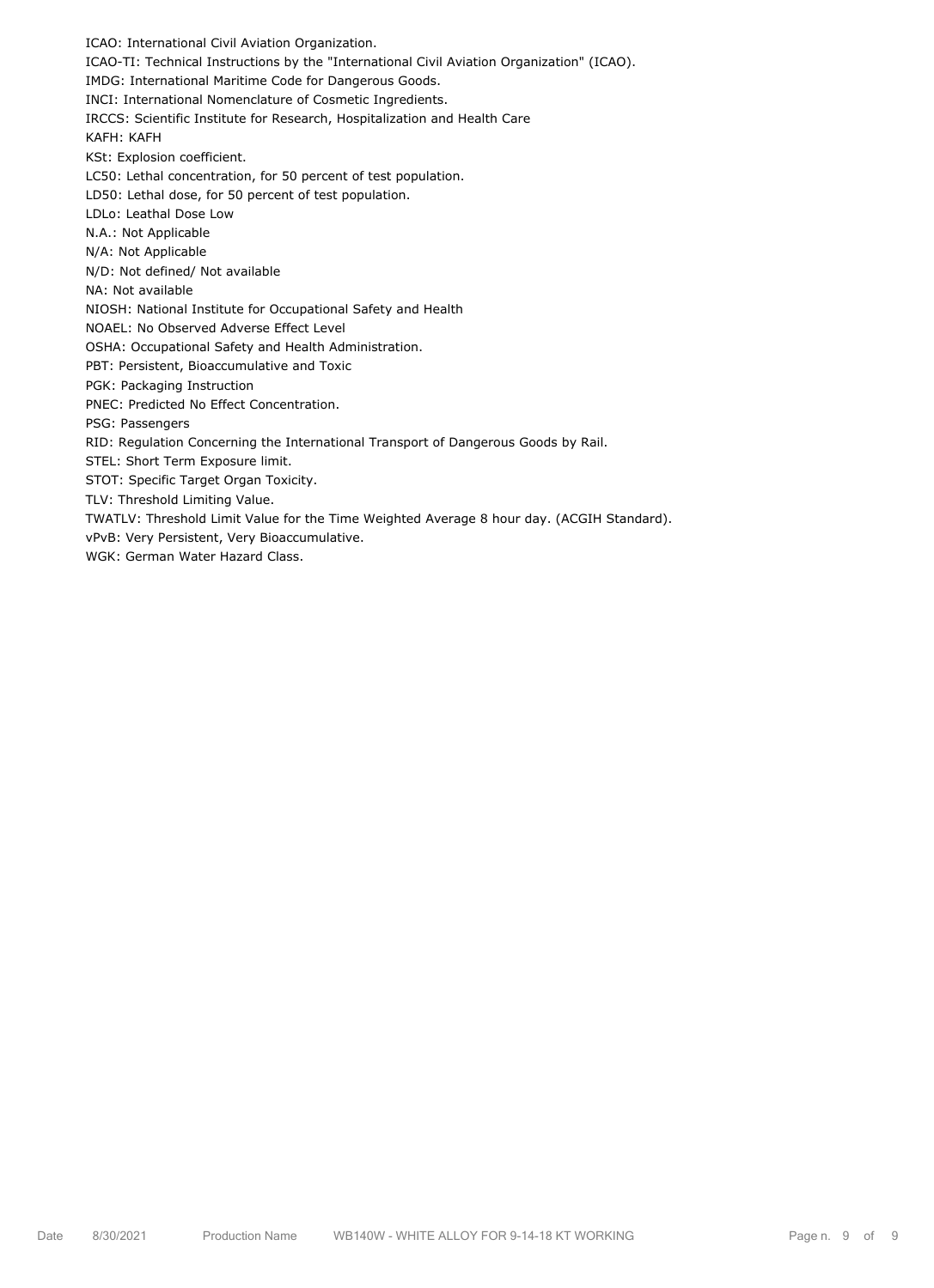ICAO: International Civil Aviation Organization.

ICAO-TI: Technical Instructions by the "International Civil Aviation Organization" (ICAO).

IMDG: International Maritime Code for Dangerous Goods.

INCI: International Nomenclature of Cosmetic Ingredients.

IRCCS: Scientific Institute for Research, Hospitalization and Health Care

KAFH: KAFH

KSt: Explosion coefficient.

LC50: Lethal concentration, for 50 percent of test population.

LD50: Lethal dose, for 50 percent of test population.

LDLo: Leathal Dose Low

N.A.: Not Applicable

N/A: Not Applicable

N/D: Not defined/ Not available

NA: Not available

NIOSH: National Institute for Occupational Safety and Health

NOAEL: No Observed Adverse Effect Level

OSHA: Occupational Safety and Health Administration.

PBT: Persistent, Bioaccumulative and Toxic

PGK: Packaging Instruction

PNEC: Predicted No Effect Concentration.

PSG: Passengers

RID: Regulation Concerning the International Transport of Dangerous Goods by Rail.

STEL: Short Term Exposure limit.

STOT: Specific Target Organ Toxicity.

TLV: Threshold Limiting Value.

TWATLV: Threshold Limit Value for the Time Weighted Average 8 hour day. (ACGIH Standard).

vPvB: Very Persistent, Very Bioaccumulative.

WGK: German Water Hazard Class.